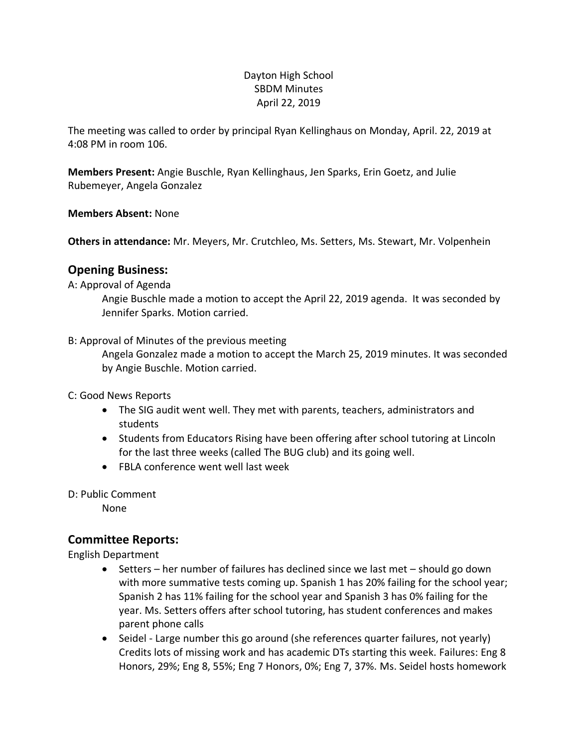Dayton High School
SBDM Minutes
April 22, 2019

The meeting was called to order by principal Ryan Kellinghaus on Monday, April. 22, 2019 at 4:08 PM in room 106.

**Members Present:** Angie Buschle, Ryan Kellinghaus, Jen Sparks, Erin Goetz, and Julie Rubemeyer, Angela Gonzalez

**Members Absent:** None

**Others in attendance:** Mr. Meyers, Mr. Crutchleo, Ms. Setters, Ms. Stewart, Mr. Volpenhein

## Opening Business:

A: Approval of Agenda

Angie Buschle made a motion to accept the April 22, 2019 agenda. It was seconded by Jennifer Sparks. Motion carried.

B: Approval of Minutes of the previous meeting

Angela Gonzalez made a motion to accept the March 25, 2019 minutes. It was seconded by Angie Buschle. Motion carried.

C: Good News Reports

- The SIG audit went well. They met with parents, teachers, administrators and students
- Students from Educators Rising have been offering after school tutoring at Lincoln for the last three weeks (called The BUG club) and its going well.
- FBLA conference went well last week

D: Public Comment

None

## Committee Reports:

English Department

- Setters – her number of failures has declined since we last met – should go down with more summative tests coming up. Spanish 1 has 20% failing for the school year; Spanish 2 has 11% failing for the school year and Spanish 3 has 0% failing for the year. Ms. Setters offers after school tutoring, has student conferences and makes parent phone calls
- Seidel - Large number this go around (she references quarter failures, not yearly) Credits lots of missing work and has academic DTs starting this week. Failures: Eng 8 Honors, 29%; Eng 8, 55%; Eng 7 Honors, 0%; Eng 7, 37%. Ms. Seidel hosts homework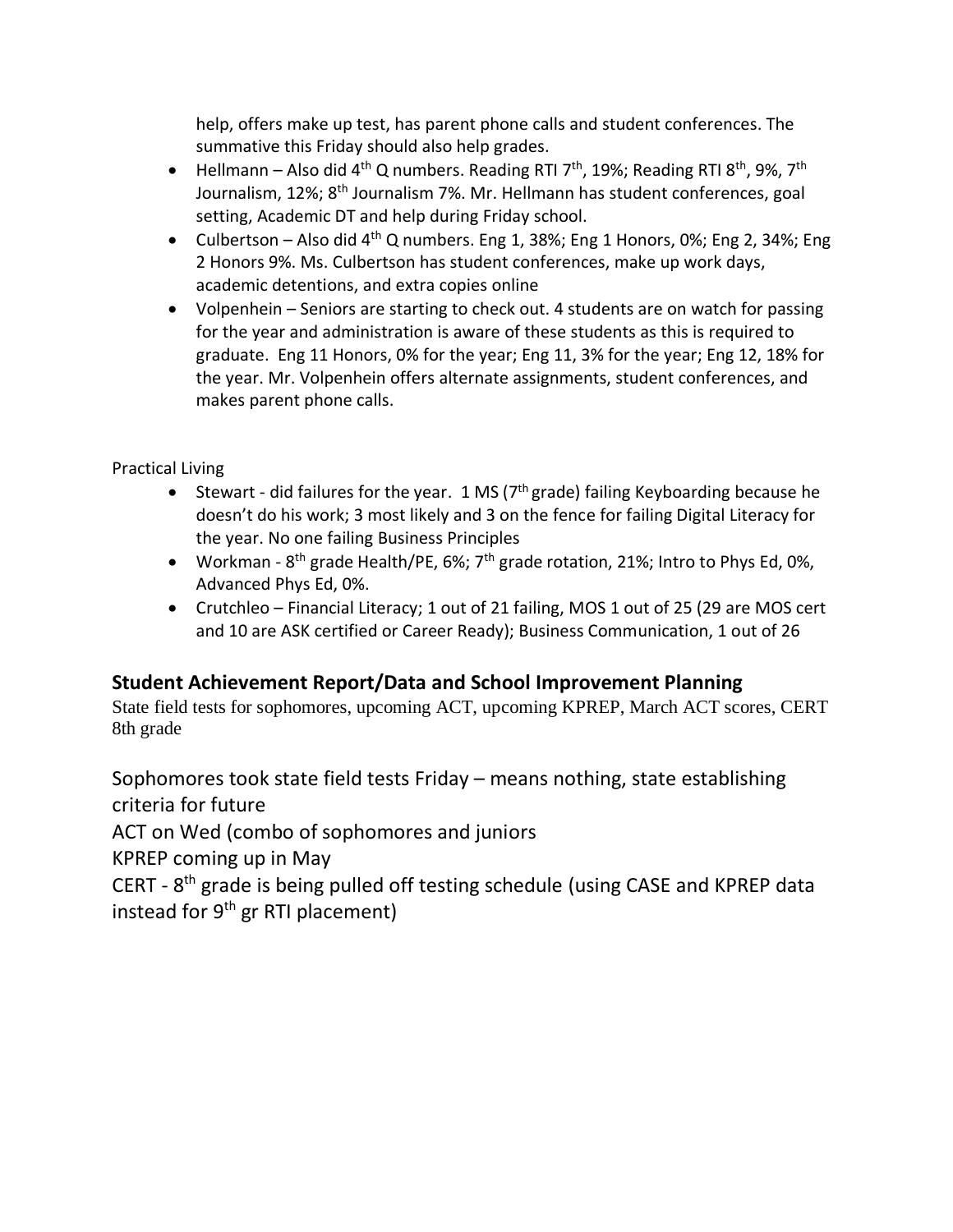help, offers make up test, has parent phone calls and student conferences. The summative this Friday should also help grades.

- Hellmann – Also did 4th Q numbers. Reading RTI 7th, 19%; Reading RTI 8th, 9%, 7th Journalism, 12%; 8th Journalism 7%. Mr. Hellmann has student conferences, goal setting, Academic DT and help during Friday school.
- Culbertson – Also did 4th Q numbers. Eng 1, 38%; Eng 1 Honors, 0%; Eng 2, 34%; Eng 2 Honors 9%. Ms. Culbertson has student conferences, make up work days, academic detentions, and extra copies online
- Volpenhein – Seniors are starting to check out. 4 students are on watch for passing for the year and administration is aware of these students as this is required to graduate. Eng 11 Honors, 0% for the year; Eng 11, 3% for the year; Eng 12, 18% for the year. Mr. Volpenhein offers alternate assignments, student conferences, and makes parent phone calls.

Practical Living

- Stewart - did failures for the year. 1 MS (7th grade) failing Keyboarding because he doesn't do his work; 3 most likely and 3 on the fence for failing Digital Literacy for the year. No one failing Business Principles
- Workman - 8th grade Health/PE, 6%; 7th grade rotation, 21%; Intro to Phys Ed, 0%, Advanced Phys Ed, 0%.
- Crutchleo – Financial Literacy; 1 out of 21 failing, MOS 1 out of 25 (29 are MOS cert and 10 are ASK certified or Career Ready); Business Communication, 1 out of 26

## Student Achievement Report/Data and School Improvement Planning

State field tests for sophomores, upcoming ACT, upcoming KPREP, March ACT scores, CERT 8th grade

Sophomores took state field tests Friday – means nothing, state establishing criteria for future

ACT on Wed (combo of sophomores and juniors

KPREP coming up in May

CERT - 8th grade is being pulled off testing schedule (using CASE and KPREP data instead for 9th gr RTI placement)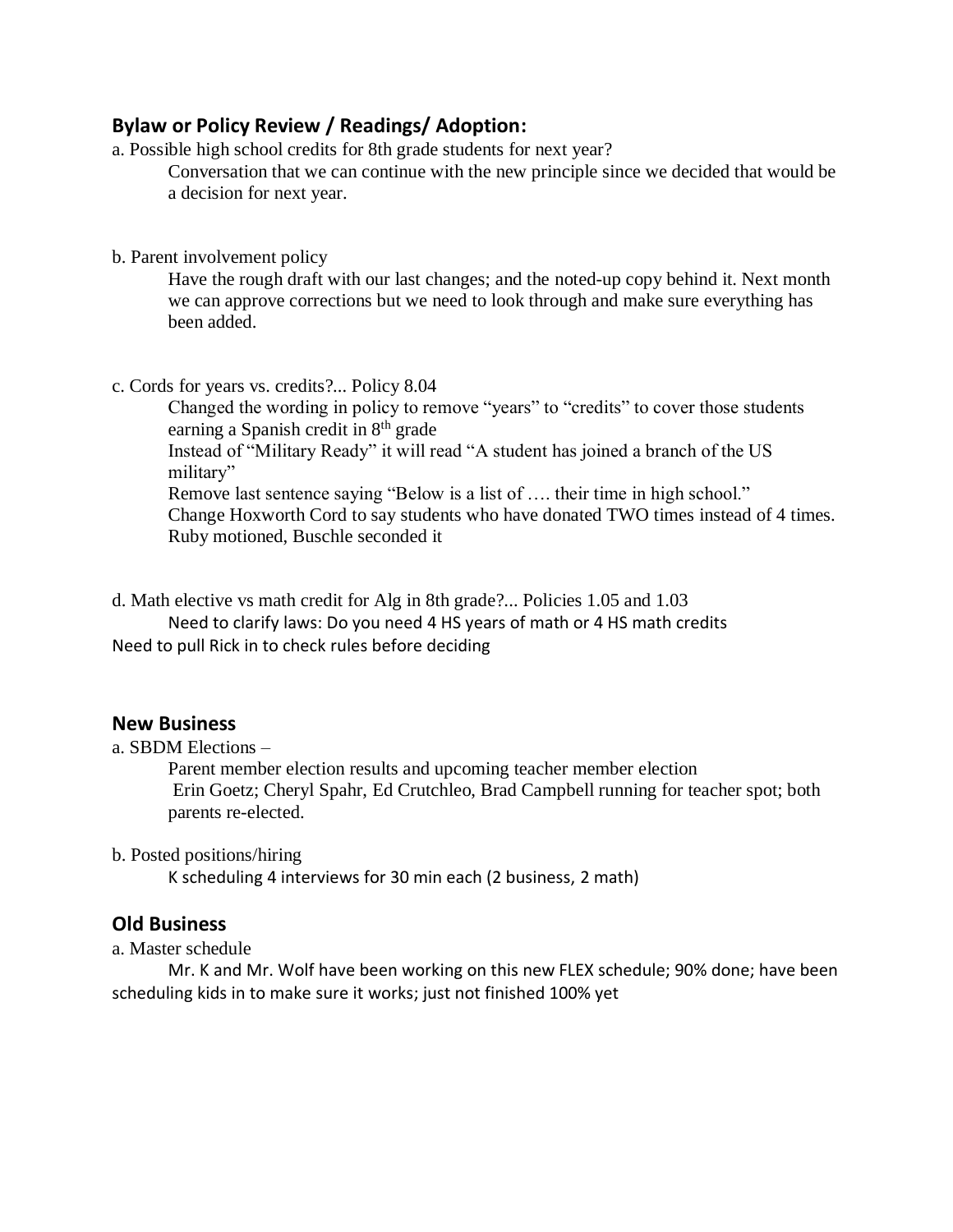## Bylaw or Policy Review / Readings/ Adoption:

a. Possible high school credits for 8th grade students for next year?

Conversation that we can continue with the new principle since we decided that would be a decision for next year.

b. Parent involvement policy

Have the rough draft with our last changes; and the noted-up copy behind it. Next month we can approve corrections but we need to look through and make sure everything has been added.

c. Cords for years vs. credits?... Policy 8.04

Changed the wording in policy to remove "years" to "credits" to cover those students earning a Spanish credit in 8th grade

Instead of "Military Ready" it will read "A student has joined a branch of the US military"

Remove last sentence saying "Below is a list of …. their time in high school."

Change Hoxworth Cord to say students who have donated TWO times instead of 4 times.

Ruby motioned, Buschle seconded it

d. Math elective vs math credit for Alg in 8th grade?... Policies 1.05 and 1.03

Need to clarify laws: Do you need 4 HS years of math or 4 HS math credits

Need to pull Rick in to check rules before deciding

## New Business

a. SBDM Elections –

Parent member election results and upcoming teacher member election

Erin Goetz; Cheryl Spahr, Ed Crutchleo, Brad Campbell running for teacher spot; both parents re-elected.

b. Posted positions/hiring

K scheduling 4 interviews for 30 min each (2 business, 2 math)

## Old Business

a. Master schedule

Mr. K and Mr. Wolf have been working on this new FLEX schedule; 90% done; have been scheduling kids in to make sure it works; just not finished 100% yet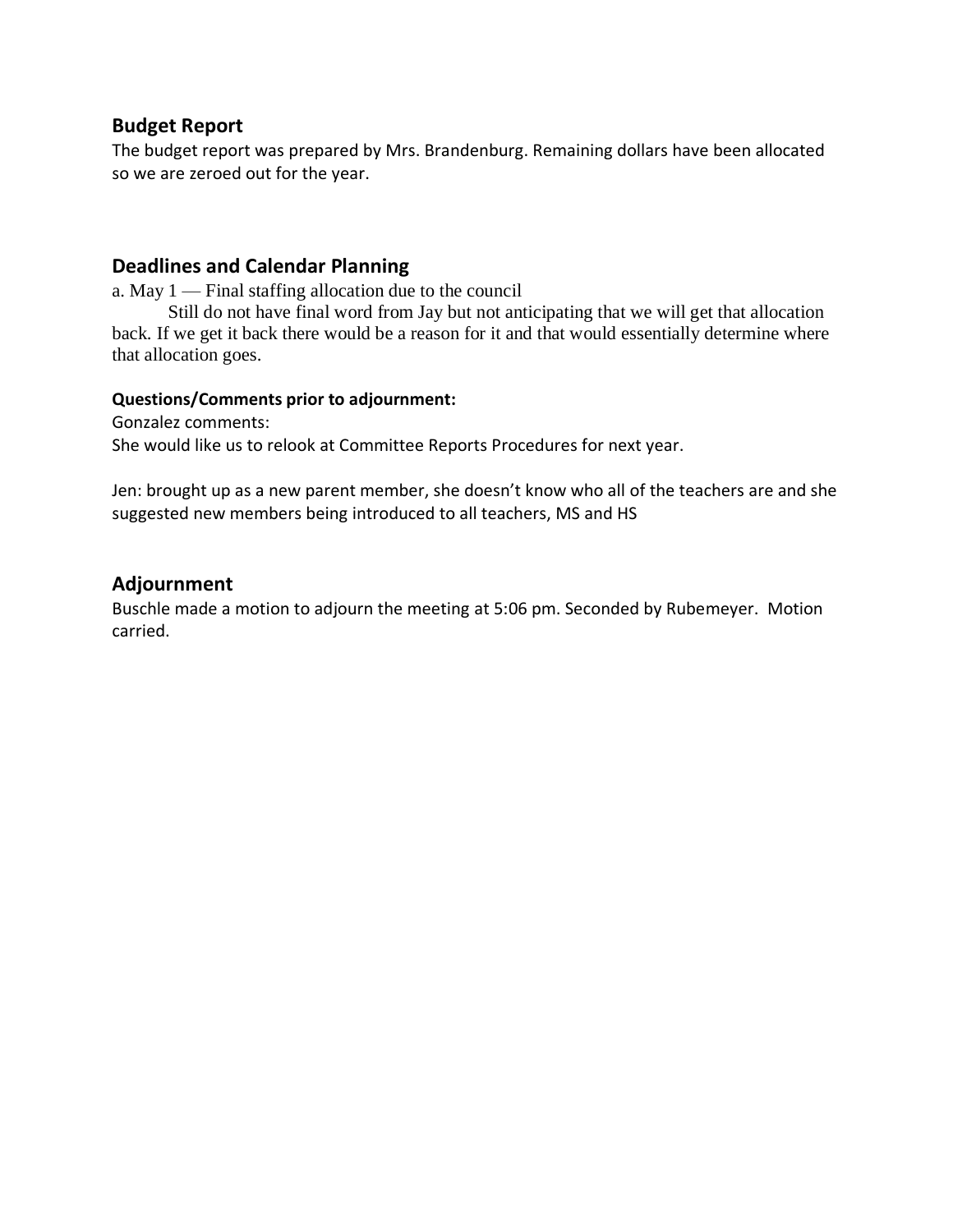## Budget Report

The budget report was prepared by Mrs. Brandenburg. Remaining dollars have been allocated so we are zeroed out for the year.

## Deadlines and Calendar Planning

a. May 1 — Final staffing allocation due to the council

Still do not have final word from Jay but not anticipating that we will get that allocation back. If we get it back there would be a reason for it and that would essentially determine where that allocation goes.

**Questions/Comments prior to adjournment:**

Gonzalez comments:
She would like us to relook at Committee Reports Procedures for next year.

Jen: brought up as a new parent member, she doesn't know who all of the teachers are and she suggested new members being introduced to all teachers, MS and HS

## Adjournment

Buschle made a motion to adjourn the meeting at 5:06 pm. Seconded by Rubemeyer. Motion carried.